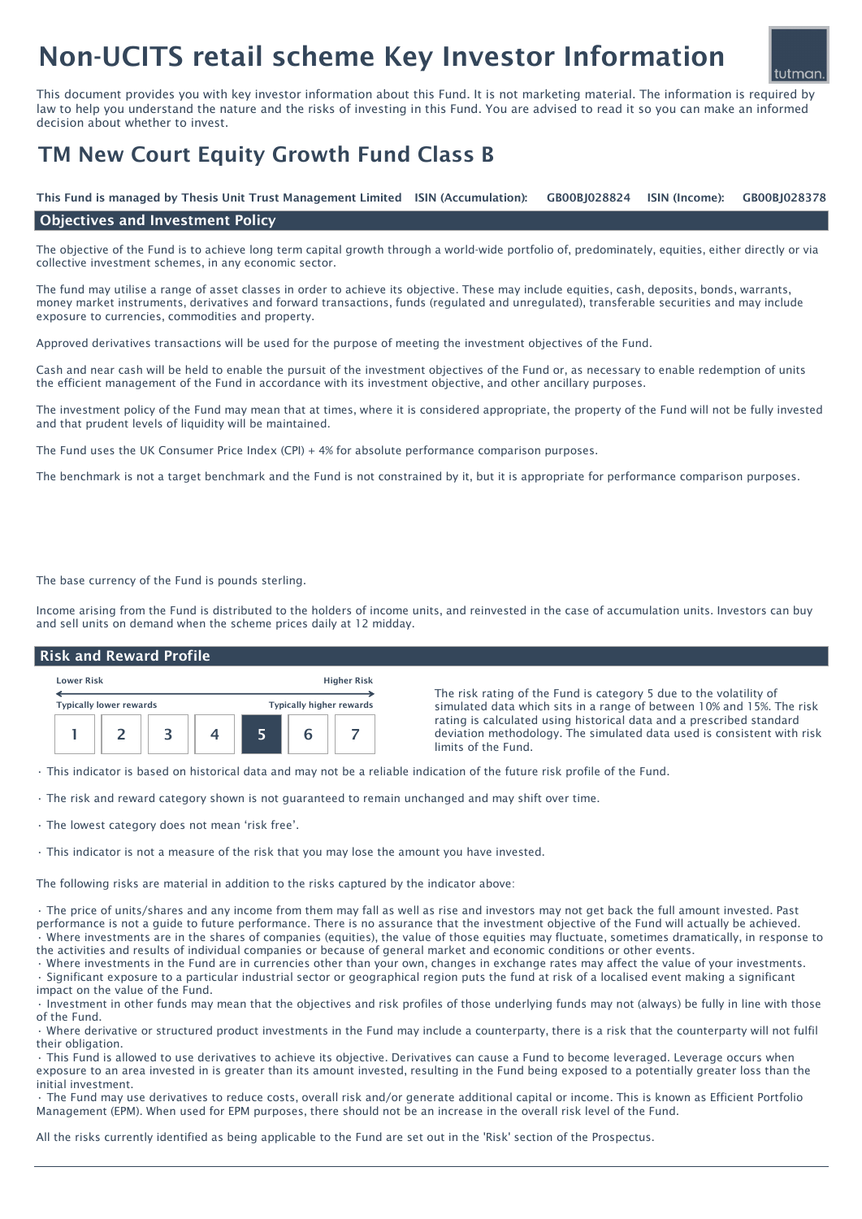# Non-UCITS retail scheme Key Investor Information

This document provides you with key investor information about this Fund. It is not marketing material. The information is required by law to help you understand the nature and the risks of investing in this Fund. You are advised to read it so you can make an informed decision about whether to invest.

## TM New Court Equity Growth Fund Class B

**This Fund is managed by Thesis Unit Trust Management Limited** **ISIN (Accumulation): GB00BJ028824** **ISIN (Income): GB00BJ028378**

### Objectives and Investment Policy

The objective of the Fund is to achieve long term capital growth through a world-wide portfolio of, predominately, equities, either directly or via collective investment schemes, in any economic sector.

The fund may utilise a range of asset classes in order to achieve its objective. These may include equities, cash, deposits, bonds, warrants, money market instruments, derivatives and forward transactions, funds (regulated and unregulated), transferable securities and may include exposure to currencies, commodities and property.

Approved derivatives transactions will be used for the purpose of meeting the investment objectives of the Fund.

Cash and near cash will be held to enable the pursuit of the investment objectives of the Fund or, as necessary to enable redemption of units the efficient management of the Fund in accordance with its investment objective, and other ancillary purposes.

The investment policy of the Fund may mean that at times, where it is considered appropriate, the property of the Fund will not be fully invested and that prudent levels of liquidity will be maintained.

The Fund uses the UK Consumer Price Index (CPI) + 4% for absolute performance comparison purposes.

The benchmark is not a target benchmark and the Fund is not constrained by it, but it is appropriate for performance comparison purposes.

The base currency of the Fund is pounds sterling.

Income arising from the Fund is distributed to the holders of income units, and reinvested in the case of accumulation units. Investors can buy and sell units on demand when the scheme prices daily at 12 midday.

### Risk and Reward Profile

| Lower Risk | | | | | | Higher Risk |
|---|---|---|---|---|---|---|
| Typically lower rewards | | | | | | Typically higher rewards |
| 1 | 2 | 3 | 4 | **5** | 6 | 7 |

The risk rating of the Fund is category 5 due to the volatility of simulated data which sits in a range of between 10% and 15%. The risk rating is calculated using historical data and a prescribed standard deviation methodology. The simulated data used is consistent with risk limits of the Fund.

- This indicator is based on historical data and may not be a reliable indication of the future risk profile of the Fund.
- The risk and reward category shown is not guaranteed to remain unchanged and may shift over time.
- The lowest category does not mean 'risk free'.
- This indicator is not a measure of the risk that you may lose the amount you have invested.

The following risks are material in addition to the risks captured by the indicator above:

- The price of units/shares and any income from them may fall as well as rise and investors may not get back the full amount invested. Past performance is not a guide to future performance. There is no assurance that the investment objective of the Fund will actually be achieved.
- Where investments are in the shares of companies (equities), the value of those equities may fluctuate, sometimes dramatically, in response to the activities and results of individual companies or because of general market and economic conditions or other events.
- Where investments in the Fund are in currencies other than your own, changes in exchange rates may affect the value of your investments.
- Significant exposure to a particular industrial sector or geographical region puts the fund at risk of a localised event making a significant impact on the value of the Fund.
- Investment in other funds may mean that the objectives and risk profiles of those underlying funds may not (always) be fully in line with those of the Fund.
- Where derivative or structured product investments in the Fund may include a counterparty, there is a risk that the counterparty will not fulfil their obligation.
- This Fund is allowed to use derivatives to achieve its objective. Derivatives can cause a Fund to become leveraged. Leverage occurs when exposure to an area invested in is greater than its amount invested, resulting in the Fund being exposed to a potentially greater loss than the initial investment.
- The Fund may use derivatives to reduce costs, overall risk and/or generate additional capital or income. This is known as Efficient Portfolio Management (EPM). When used for EPM purposes, there should not be an increase in the overall risk level of the Fund.

All the risks currently identified as being applicable to the Fund are set out in the 'Risk' section of the Prospectus.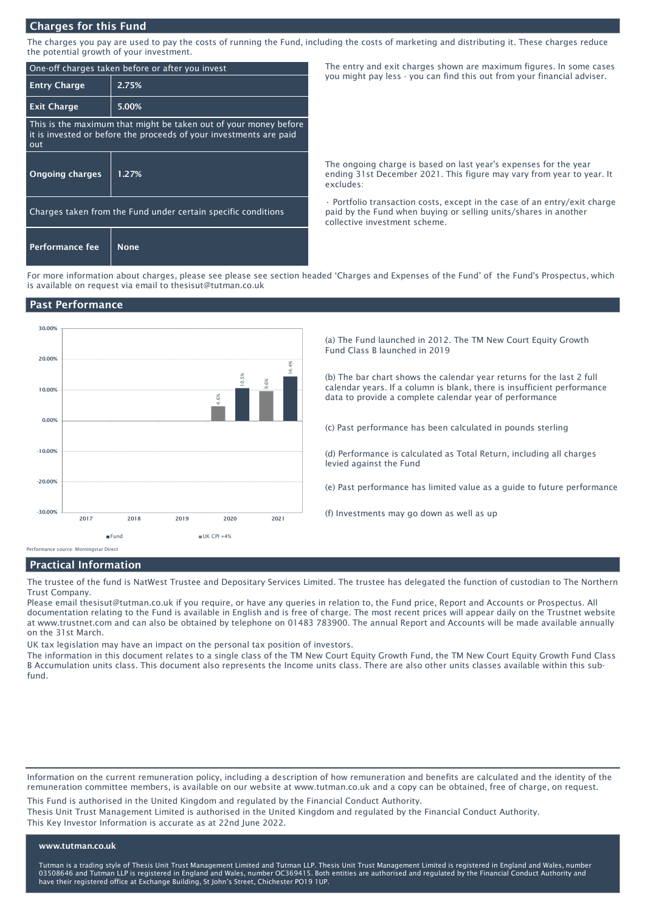## Charges for this Fund

The charges you pay are used to pay the costs of running the Fund, including the costs of marketing and distributing it. These charges reduce the potential growth of your investment.

| One-off charges taken before or after you invest | |
|---|---|
| **Entry Charge** | **2.75%** |
| **Exit Charge** | **5.00%** |
| This is the maximum that might be taken out of your money before it is invested or before the proceeds of your investments are paid out | |
| **Ongoing charges** | **1.27%** |
| Charges taken from the Fund under certain specific conditions | |
| **Performance fee** | **None** |

The entry and exit charges shown are maximum figures. In some cases you might pay less - you can find this out from your financial adviser.

The ongoing charge is based on last year's expenses for the year ending 31st December 2021. This figure may vary from year to year. It excludes:

· Portfolio transaction costs, except in the case of an entry/exit charge paid by the Fund when buying or selling units/shares in another collective investment scheme.

For more information about charges, please see please see section headed 'Charges and Expenses of the Fund' of the Fund's Prospectus, which is available on request via email to thesisut@tutman.co.uk

## Past Performance

30.00%
20.00%
10.00%
0.00%
-10.00%
-20.00%
-30.00%

2017 2018 2019 2020 2021

4.6% 10.5% 9.6% 14.4%

Fund
UK CPI +4%

Performance source: Morningstar Direct

(a) The Fund launched in 2012. The TM New Court Equity Growth Fund Class B launched in 2019

(b) The bar chart shows the calendar year returns for the last 2 full calendar years. If a column is blank, there is insufficient performance data to provide a complete calendar year of performance

(c) Past performance has been calculated in pounds sterling

(d) Performance is calculated as Total Return, including all charges levied against the Fund

(e) Past performance has limited value as a guide to future performance

(f) Investments may go down as well as up

## Practical Information

The trustee of the fund is NatWest Trustee and Depositary Services Limited. The trustee has delegated the function of custodian to The Northern Trust Company.

Please email thesisut@tutman.co.uk if you require, or have any queries in relation to, the Fund price, Report and Accounts or Prospectus. All documentation relating to the Fund is available in English and is free of charge. The most recent prices will appear daily on the Trustnet website at www.trustnet.com and can also be obtained by telephone on 01483 783900. The annual Report and Accounts will be made available annually on the 31st March.

UK tax legislation may have an impact on the personal tax position of investors.

The information in this document relates to a single class of the TM New Court Equity Growth Fund, the TM New Court Equity Growth Fund Class B Accumulation units class. This document also represents the Income units class. There are also other units classes available within this sub-fund.

Information on the current remuneration policy, including a description of how remuneration and benefits are calculated and the identity of the remuneration committee members, is available on our website at www.tutman.co.uk and a copy can be obtained, free of charge, on request.

This Fund is authorised in the United Kingdom and regulated by the Financial Conduct Authority.

Thesis Unit Trust Management Limited is authorised in the United Kingdom and regulated by the Financial Conduct Authority.

This Key Investor Information is accurate as at 22nd June 2022.

**www.tutman.co.uk**

Tutman is a trading style of Thesis Unit Trust Management Limited and Tutman LLP. Thesis Unit Trust Management Limited is registered in England and Wales, number 03508646 and Tutman LLP is registered in England and Wales, number OC369415. Both entities are authorised and regulated by the Financial Conduct Authority and have their registered office at Exchange Building, St John's Street, Chichester PO19 1UP.